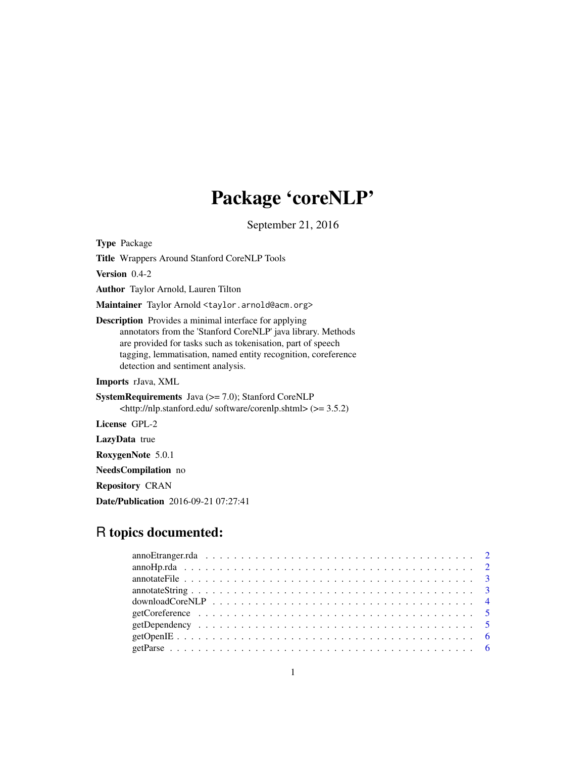# Package 'coreNLP'

September 21, 2016

**Type** Package

**Title** Wrappers Around Stanford CoreNLP Tools

**Version** 0.4-2

**Author** Taylor Arnold, Lauren Tilton

**Maintainer** Taylor Arnold <taylor.arnold@acm.org>

**Description** Provides a minimal interface for applying annotators from the 'Stanford CoreNLP' java library. Methods are provided for tasks such as tokenisation, part of speech tagging, lemmatisation, named entity recognition, coreference detection and sentiment analysis.

**Imports** rJava, XML

**SystemRequirements** Java (>= 7.0); Stanford CoreNLP <http://nlp.stanford.edu/ software/corenlp.shtml> (>= 3.5.2)

**License** GPL-2

**LazyData** true

**RoxygenNote** 5.0.1

**NeedsCompilation** no

**Repository** CRAN

**Date/Publication** 2016-09-21 07:27:41

## R topics documented:

- annoEtranger.rda . . . . . . . . . . . . . . . . . . . . . . . . . . . . . . . . . . . . 2
- annoHp.rda . . . . . . . . . . . . . . . . . . . . . . . . . . . . . . . . . . . . . . . 2
- annotateFile . . . . . . . . . . . . . . . . . . . . . . . . . . . . . . . . . . . . . . 3
- annotateString . . . . . . . . . . . . . . . . . . . . . . . . . . . . . . . . . . . . . 3
- downloadCoreNLP . . . . . . . . . . . . . . . . . . . . . . . . . . . . . . . . . . . 4
- getCoreference . . . . . . . . . . . . . . . . . . . . . . . . . . . . . . . . . . . . 5
- getDependency . . . . . . . . . . . . . . . . . . . . . . . . . . . . . . . . . . . . 5
- getOpenIE . . . . . . . . . . . . . . . . . . . . . . . . . . . . . . . . . . . . . . . 6
- getParse . . . . . . . . . . . . . . . . . . . . . . . . . . . . . . . . . . . . . . . . 6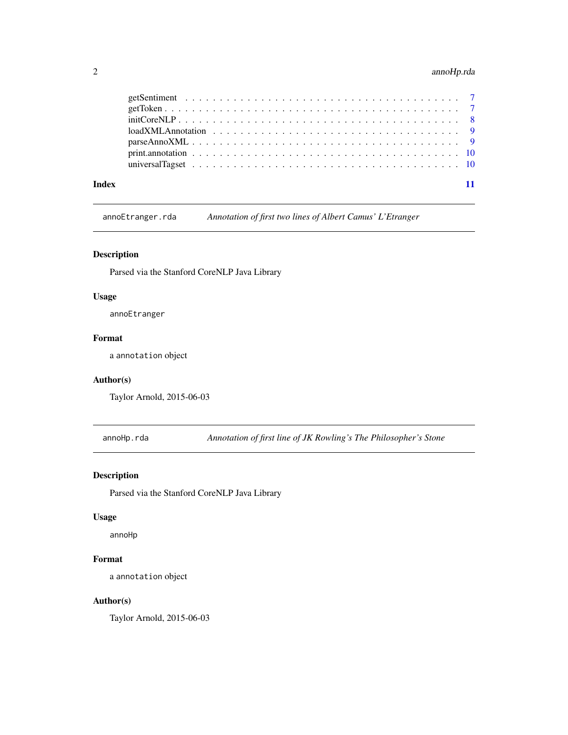getSentiment . . . . . . . . . . . . . . . . . . . . . . . . . . . . . . . . . . . . . 7
getToken . . . . . . . . . . . . . . . . . . . . . . . . . . . . . . . . . . . . . . . 7
initCoreNLP . . . . . . . . . . . . . . . . . . . . . . . . . . . . . . . . . . . . . . 8
loadXMLAnnotation . . . . . . . . . . . . . . . . . . . . . . . . . . . . . . . . . . 9
parseAnnoXML . . . . . . . . . . . . . . . . . . . . . . . . . . . . . . . . . . . . 9
print.annotation . . . . . . . . . . . . . . . . . . . . . . . . . . . . . . . . . . . 10
universalTagset . . . . . . . . . . . . . . . . . . . . . . . . . . . . . . . . . . . 10

**Index** **11**

---

`annoEtranger.rda` *Annotation of first two lines of Albert Camus' L'Etranger*

---

### Description

Parsed via the Stanford CoreNLP Java Library

### Usage

```
annoEtranger
```

### Format

a `annotation` object

### Author(s)

Taylor Arnold, 2015-06-03

---

`annoHp.rda` *Annotation of first line of JK Rowling's The Philosopher's Stone*

---

### Description

Parsed via the Stanford CoreNLP Java Library

### Usage

```
annoHp
```

### Format

a `annotation` object

### Author(s)

Taylor Arnold, 2015-06-03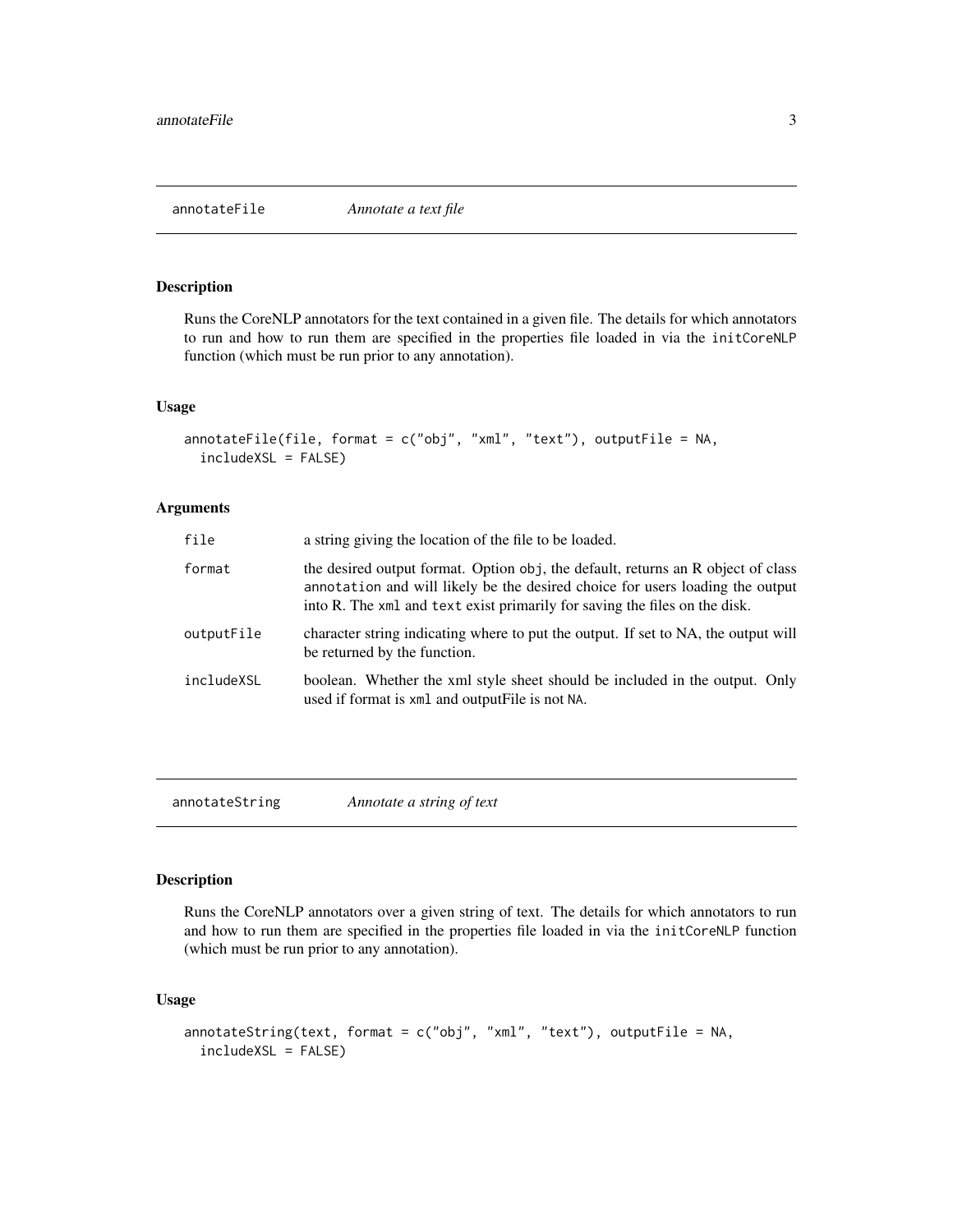## annotateFile — *Annotate a text file*

### Description

Runs the CoreNLP annotators for the text contained in a given file. The details for which annotators to run and how to run them are specified in the properties file loaded in via the `initCoreNLP` function (which must be run prior to any annotation).

### Usage

```
annotateFile(file, format = c("obj", "xml", "text"), outputFile = NA,
  includeXSL = FALSE)
```

### Arguments

| | |
|---|---|
| `file` | a string giving the location of the file to be loaded. |
| `format` | the desired output format. Option `obj`, the default, returns an R object of class `annotation` and will likely be the desired choice for users loading the output into R. The `xml` and `text` exist primarily for saving the files on the disk. |
| `outputFile` | character string indicating where to put the output. If set to NA, the output will be returned by the function. |
| `includeXSL` | boolean. Whether the xml style sheet should be included in the output. Only used if format is `xml` and outputFile is not `NA`. |

## annotateString — *Annotate a string of text*

### Description

Runs the CoreNLP annotators over a given string of text. The details for which annotators to run and how to run them are specified in the properties file loaded in via the `initCoreNLP` function (which must be run prior to any annotation).

### Usage

```
annotateString(text, format = c("obj", "xml", "text"), outputFile = NA,
  includeXSL = FALSE)
```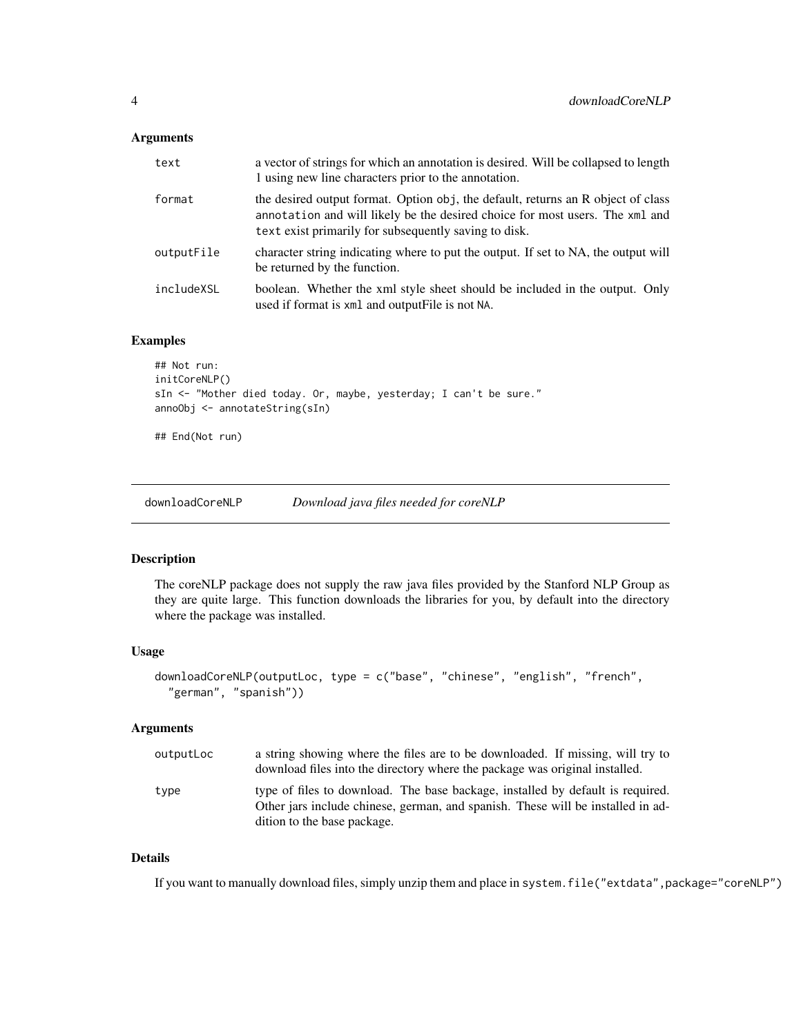### Arguments

| | |
|---|---|
| text | a vector of strings for which an annotation is desired. Will be collapsed to length 1 using new line characters prior to the annotation. |
| format | the desired output format. Option `obj`, the default, returns an R object of class `annotation` and will likely be the desired choice for most users. The `xml` and `text` exist primarily for subsequently saving to disk. |
| outputFile | character string indicating where to put the output. If set to NA, the output will be returned by the function. |
| includeXSL | boolean. Whether the xml style sheet should be included in the output. Only used if format is `xml` and outputFile is not `NA`. |

### Examples

```
## Not run:
initCoreNLP()
sIn <- "Mother died today. Or, maybe, yesterday; I can't be sure."
annoObj <- annotateString(sIn)

## End(Not run)
```

---

## downloadCoreNLP *Download java files needed for coreNLP*

---

### Description

The coreNLP package does not supply the raw java files provided by the Stanford NLP Group as they are quite large. This function downloads the libraries for you, by default into the directory where the package was installed.

### Usage

```
downloadCoreNLP(outputLoc, type = c("base", "chinese", "english", "french",
  "german", "spanish"))
```

### Arguments

| | |
|---|---|
| outputLoc | a string showing where the files are to be downloaded. If missing, will try to download files into the directory where the package was original installed. |
| type | type of files to download. The base backage, installed by default is required. Other jars include chinese, german, and spanish. These will be installed in addition to the base package. |

### Details

If you want to manually download files, simply unzip them and place in `system.file("extdata",package="coreNLP")`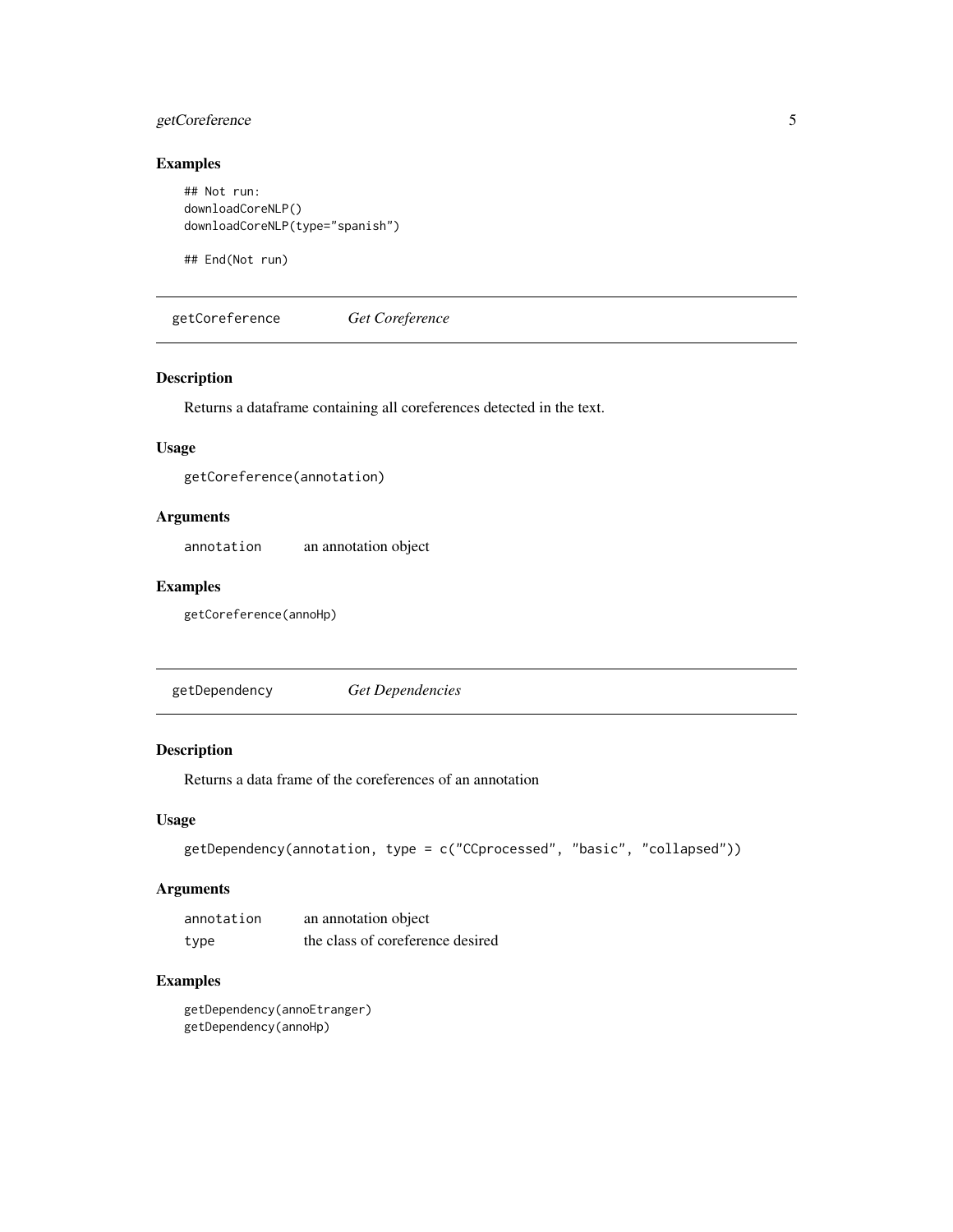### Examples

```
## Not run:
downloadCoreNLP()
downloadCoreNLP(type="spanish")

## End(Not run)
```

---

## getCoreference *Get Coreference*

---

### Description

Returns a dataframe containing all coreferences detected in the text.

### Usage

```
getCoreference(annotation)
```

### Arguments

| | |
|---|---|
| annotation | an annotation object |

### Examples

```
getCoreference(annoHp)
```

---

## getDependency *Get Dependencies*

---

### Description

Returns a data frame of the coreferences of an annotation

### Usage

```
getDependency(annotation, type = c("CCprocessed", "basic", "collapsed"))
```

### Arguments

| | |
|---|---|
| annotation | an annotation object |
| type | the class of coreference desired |

### Examples

```
getDependency(annoEtranger)
getDependency(annoHp)
```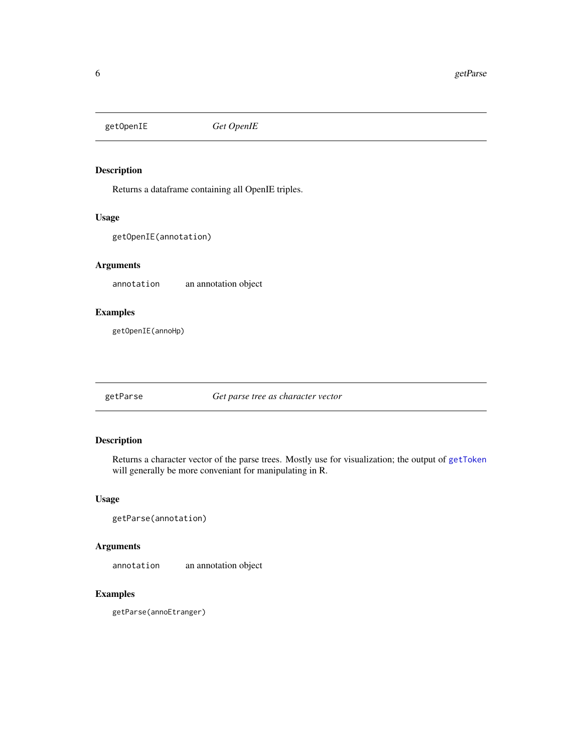## getOpenIE — *Get OpenIE*

### Description

Returns a dataframe containing all OpenIE triples.

### Usage

```
getOpenIE(annotation)
```

### Arguments

| | |
|---|---|
| `annotation` | an annotation object |

### Examples

```
getOpenIE(annoHp)
```

## getParse — *Get parse tree as character vector*

### Description

Returns a character vector of the parse trees. Mostly use for visualization; the output of `getToken` will generally be more conveniant for manipulating in R.

### Usage

```
getParse(annotation)
```

### Arguments

| | |
|---|---|
| `annotation` | an annotation object |

### Examples

```
getParse(annoEtranger)
```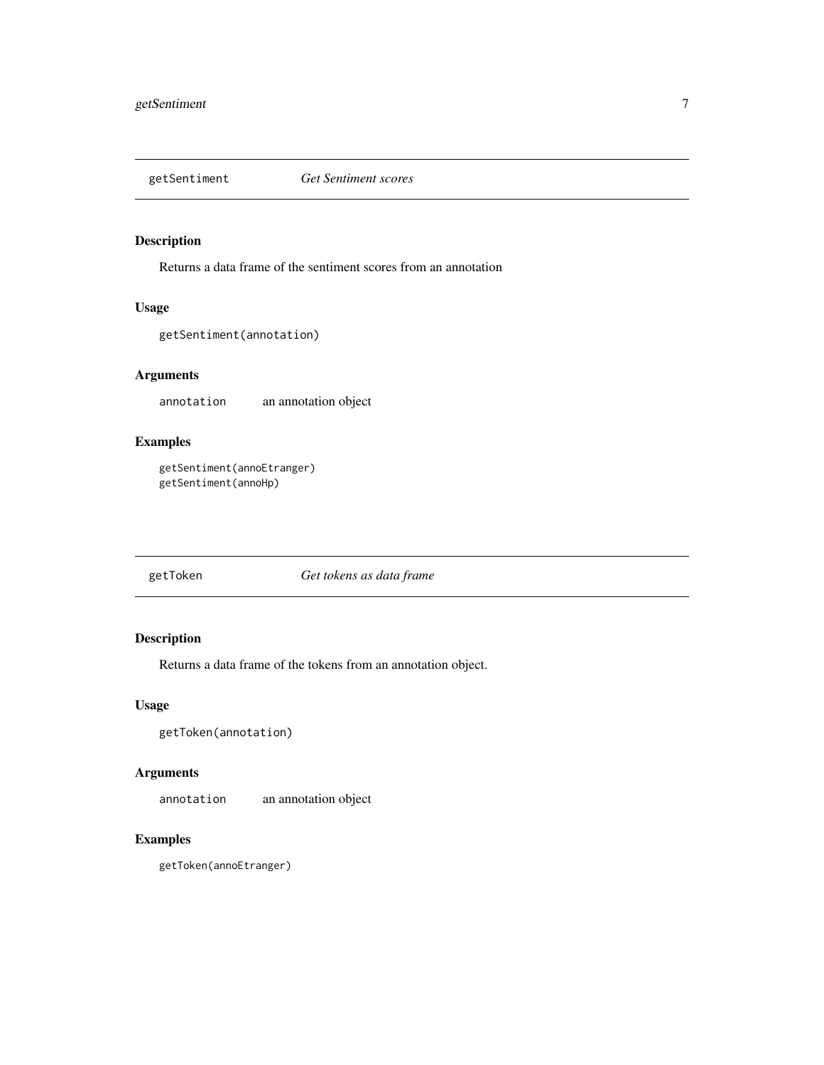## `getSentiment` *Get Sentiment scores*

### Description

Returns a data frame of the sentiment scores from an annotation

### Usage

```
getSentiment(annotation)
```

### Arguments

`annotation` an annotation object

### Examples

```
getSentiment(annoEtranger)
getSentiment(annoHp)
```

## `getToken` *Get tokens as data frame*

### Description

Returns a data frame of the tokens from an annotation object.

### Usage

```
getToken(annotation)
```

### Arguments

`annotation` an annotation object

### Examples

```
getToken(annoEtranger)
```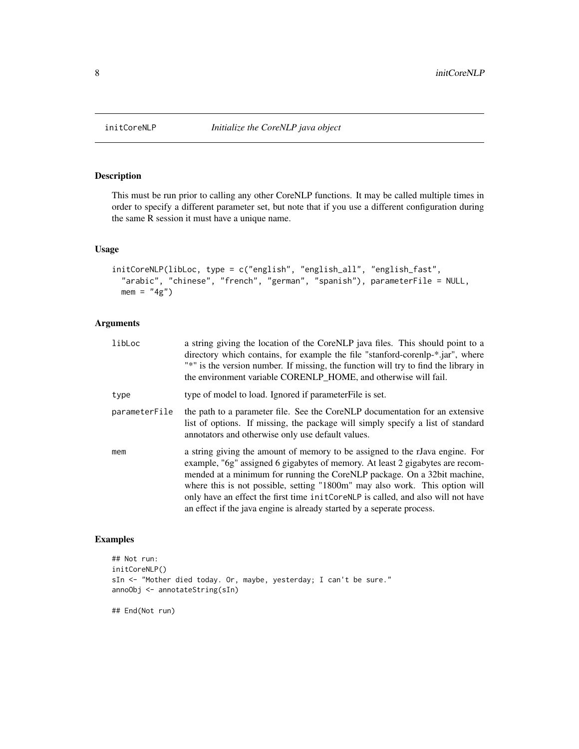initCoreNLP *Initialize the CoreNLP java object*

## Description

This must be run prior to calling any other CoreNLP functions. It may be called multiple times in order to specify a different parameter set, but note that if you use a different configuration during the same R session it must have a unique name.

## Usage

```
initCoreNLP(libLoc, type = c("english", "english_all", "english_fast",
  "arabic", "chinese", "french", "german", "spanish"), parameterFile = NULL,
  mem = "4g")
```

## Arguments

| | |
|---|---|
| libLoc | a string giving the location of the CoreNLP java files. This should point to a directory which contains, for example the file "stanford-corenlp-*.jar", where "*" is the version number. If missing, the function will try to find the library in the environment variable CORENLP_HOME, and otherwise will fail. |
| type | type of model to load. Ignored if parameterFile is set. |
| parameterFile | the path to a parameter file. See the CoreNLP documentation for an extensive list of options. If missing, the package will simply specify a list of standard annotators and otherwise only use default values. |
| mem | a string giving the amount of memory to be assigned to the rJava engine. For example, "6g" assigned 6 gigabytes of memory. At least 2 gigabytes are recommended at a minimum for running the CoreNLP package. On a 32bit machine, where this is not possible, setting "1800m" may also work. This option will only have an effect the first time initCoreNLP is called, and also will not have an effect if the java engine is already started by a seperate process. |

## Examples

```
## Not run:
initCoreNLP()
sIn <- "Mother died today. Or, maybe, yesterday; I can't be sure."
annoObj <- annotateString(sIn)

## End(Not run)
```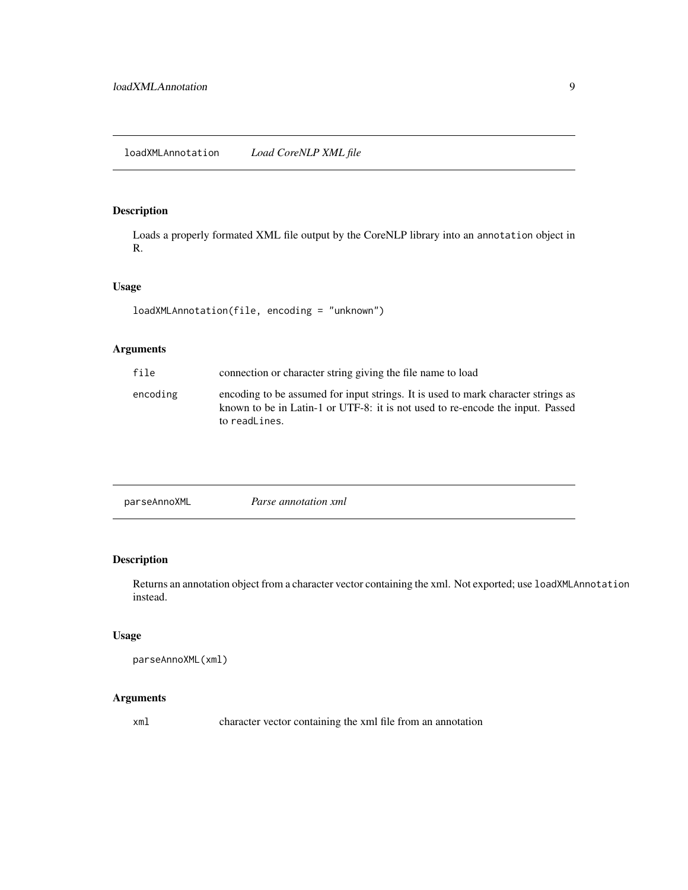## loadXMLAnnotation *Load CoreNLP XML file*

### Description

Loads a properly formated XML file output by the CoreNLP library into an `annotation` object in R.

### Usage

```
loadXMLAnnotation(file, encoding = "unknown")
```

### Arguments

| | |
|---|---|
| `file` | connection or character string giving the file name to load |
| `encoding` | encoding to be assumed for input strings. It is used to mark character strings as known to be in Latin-1 or UTF-8: it is not used to re-encode the input. Passed to `readLines`. |

## parseAnnoXML *Parse annotation xml*

### Description

Returns an annotation object from a character vector containing the xml. Not exported; use `loadXMLAnnotation` instead.

### Usage

```
parseAnnoXML(xml)
```

### Arguments

| | |
|---|---|
| `xml` | character vector containing the xml file from an annotation |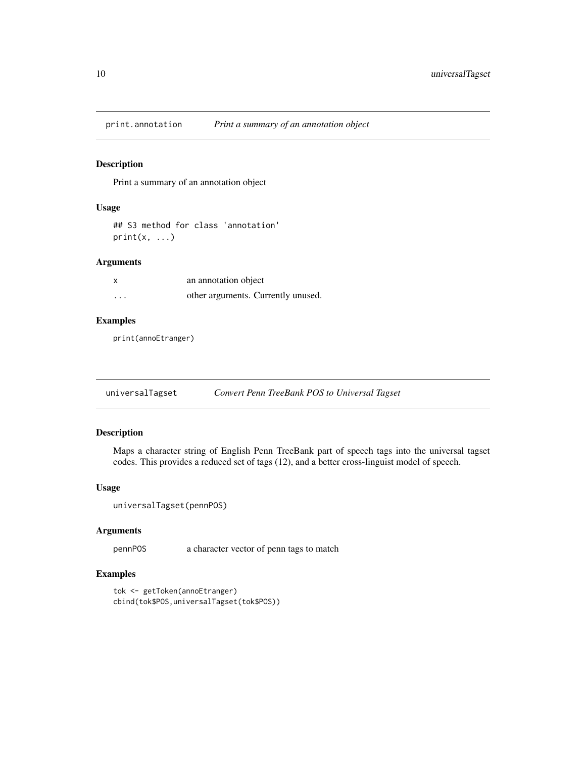## print.annotation — *Print a summary of an annotation object*

### Description

Print a summary of an annotation object

### Usage

```
## S3 method for class 'annotation'
print(x, ...)
```

### Arguments

| | |
|---|---|
| x | an annotation object |
| ... | other arguments. Currently unused. |

### Examples

```
print(annoEtranger)
```

## universalTagset — *Convert Penn TreeBank POS to Universal Tagset*

### Description

Maps a character string of English Penn TreeBank part of speech tags into the universal tagset codes. This provides a reduced set of tags (12), and a better cross-linguist model of speech.

### Usage

```
universalTagset(pennPOS)
```

### Arguments

| | |
|---|---|
| pennPOS | a character vector of penn tags to match |

### Examples

```
tok <- getToken(annoEtranger)
cbind(tok$POS,universalTagset(tok$POS))
```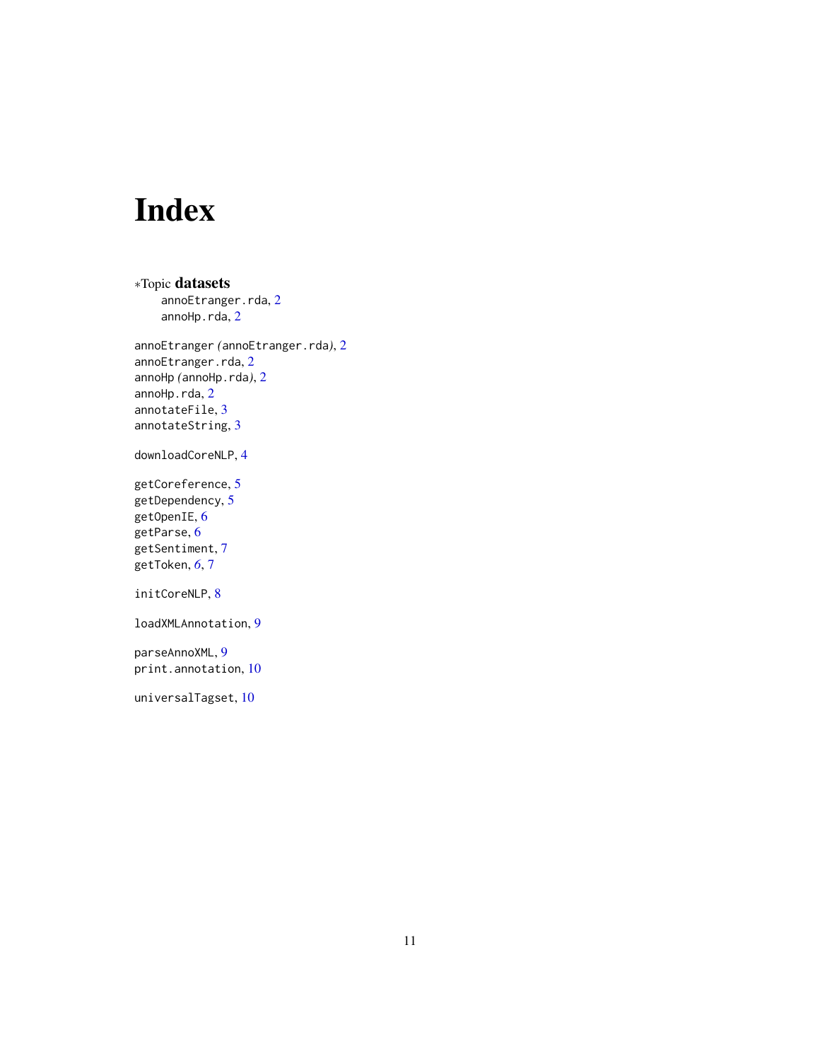# Index

*Topic **datasets**
    annoEtranger.rda, 2
    annoHp.rda, 2

annoEtranger *(*annoEtranger.rda*)*, 2
annoEtranger.rda, 2
annoHp *(*annoHp.rda*)*, 2
annoHp.rda, 2
annotateFile, 3
annotateString, 3

downloadCoreNLP, 4

getCoreference, 5
getDependency, 5
getOpenIE, 6
getParse, 6
getSentiment, 7
getToken, *6*, 7

initCoreNLP, 8

loadXMLAnnotation, 9

parseAnnoXML, 9
print.annotation, 10

universalTagset, 10